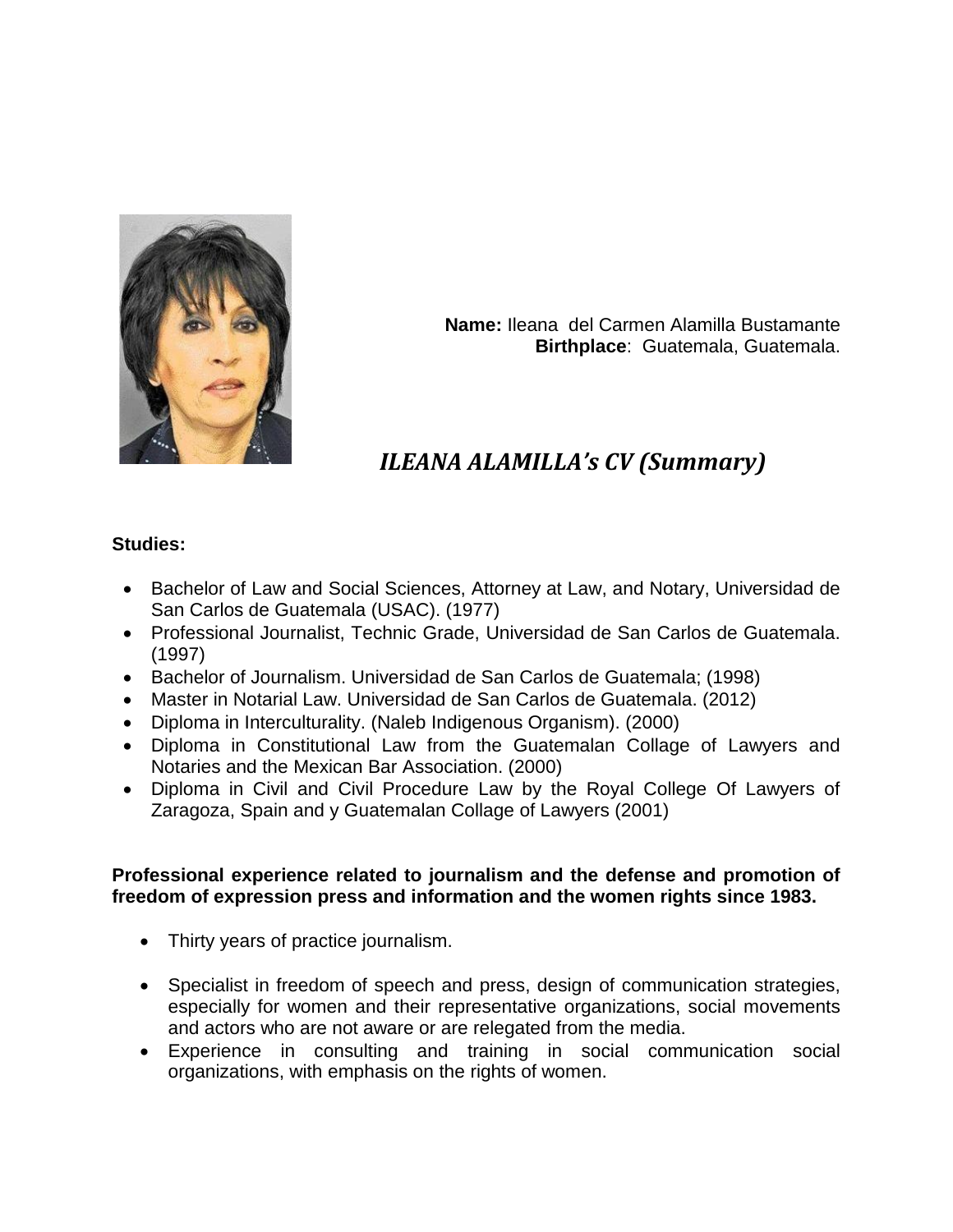**Name:** Ileana del Carmen Alamilla Bustamante
**Birthplace**: Guatemala, Guatemala.

# *ILEANA ALAMILLA's CV (Summary)*

**Studies:**

- Bachelor of Law and Social Sciences, Attorney at Law, and Notary, Universidad de San Carlos de Guatemala (USAC). (1977)
- Professional Journalist, Technic Grade, Universidad de San Carlos de Guatemala. (1997)
- Bachelor of Journalism. Universidad de San Carlos de Guatemala; (1998)
- Master in Notarial Law. Universidad de San Carlos de Guatemala. (2012)
- Diploma in Interculturality. (Naleb Indigenous Organism). (2000)
- Diploma in Constitutional Law from the Guatemalan Collage of Lawyers and Notaries and the Mexican Bar Association. (2000)
- Diploma in Civil and Civil Procedure Law by the Royal College Of Lawyers of Zaragoza, Spain and y Guatemalan Collage of Lawyers (2001)

**Professional experience related to journalism and the defense and promotion of freedom of expression press and information and the women rights since 1983.**

- Thirty years of practice journalism.
- Specialist in freedom of speech and press, design of communication strategies, especially for women and their representative organizations, social movements and actors who are not aware or are relegated from the media.
- Experience in consulting and training in social communication social organizations, with emphasis on the rights of women.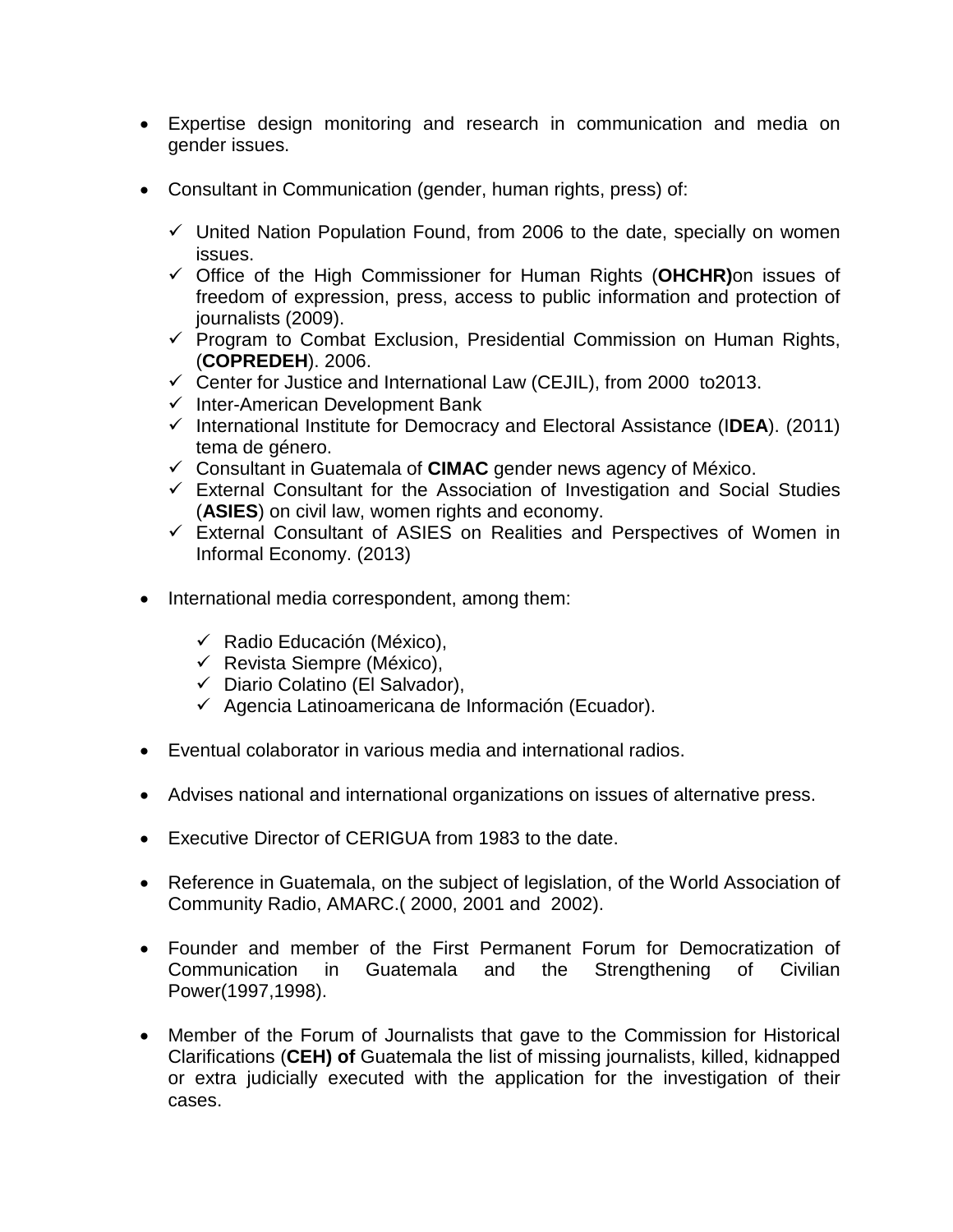- Expertise design monitoring and research in communication and media on gender issues.

- Consultant in Communication (gender, human rights, press) of:

  - ✓ United Nation Population Found, from 2006 to the date, specially on women issues.
  - ✓ Office of the High Commissioner for Human Rights (**OHCHR)**on issues of freedom of expression, press, access to public information and protection of journalists (2009).
  - ✓ Program to Combat Exclusion, Presidential Commission on Human Rights, (**COPREDEH**). 2006.
  - ✓ Center for Justice and International Law (CEJIL), from 2000 to2013.
  - ✓ Inter-American Development Bank
  - ✓ International Institute for Democracy and Electoral Assistance (I**DEA**). (2011) tema de género.
  - ✓ Consultant in Guatemala of **CIMAC** gender news agency of México.
  - ✓ External Consultant for the Association of Investigation and Social Studies (**ASIES**) on civil law, women rights and economy.
  - ✓ External Consultant of ASIES on Realities and Perspectives of Women in Informal Economy. (2013)

- International media correspondent, among them:

  - ✓ Radio Educación (México),
  - ✓ Revista Siempre (México),
  - ✓ Diario Colatino (El Salvador),
  - ✓ Agencia Latinoamericana de Información (Ecuador).

- Eventual colaborator in various media and international radios.

- Advises national and international organizations on issues of alternative press.

- Executive Director of CERIGUA from 1983 to the date.

- Reference in Guatemala, on the subject of legislation, of the World Association of Community Radio, AMARC.( 2000, 2001 and 2002).

- Founder and member of the First Permanent Forum for Democratization of Communication in Guatemala and the Strengthening of Civilian Power(1997,1998).

- Member of the Forum of Journalists that gave to the Commission for Historical Clarifications (**CEH) of** Guatemala the list of missing journalists, killed, kidnapped or extra judicially executed with the application for the investigation of their cases.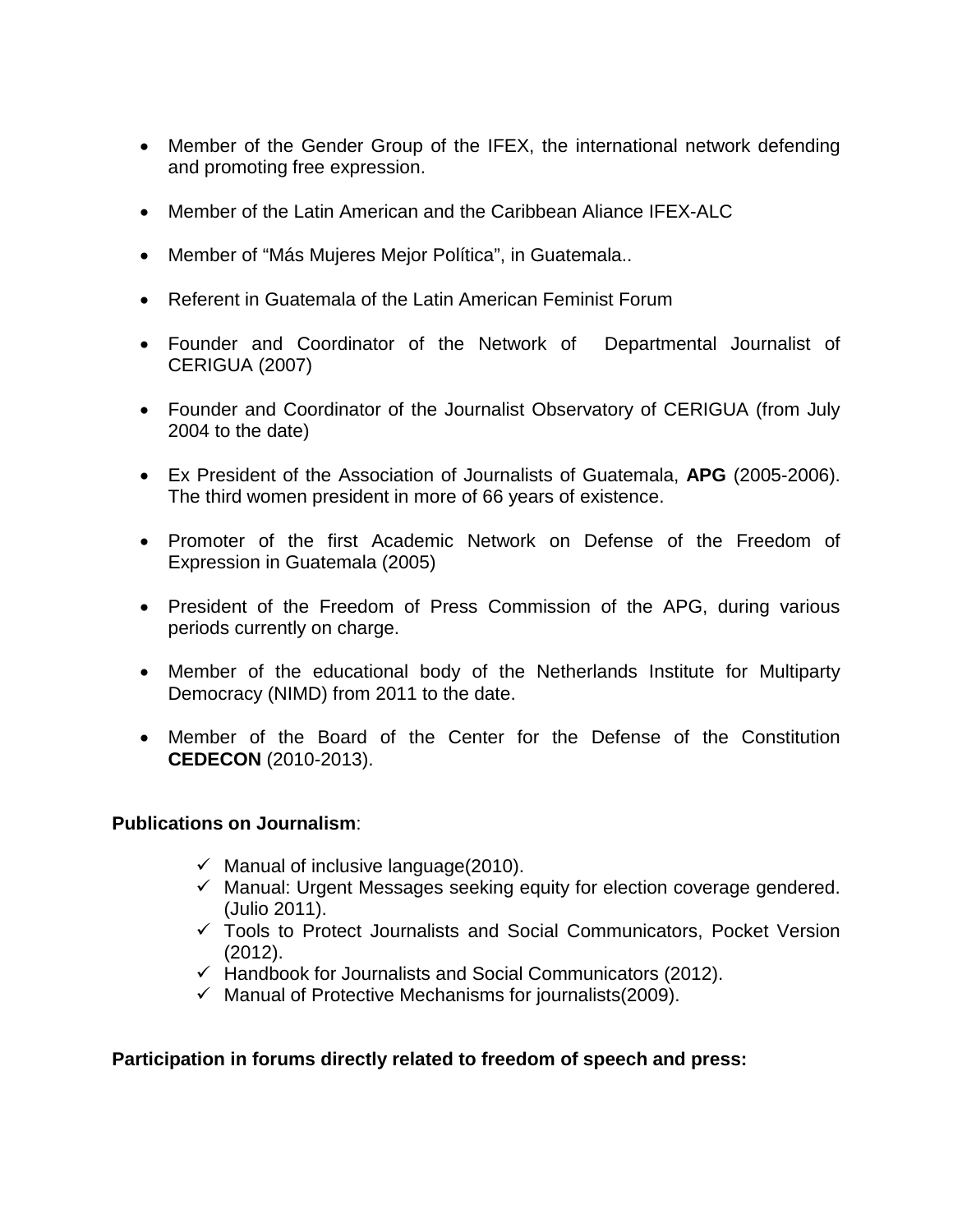- Member of the Gender Group of the IFEX, the international network defending and promoting free expression.

- Member of the Latin American and the Caribbean Aliance IFEX-ALC

- Member of "Más Mujeres Mejor Política", in Guatemala..

- Referent in Guatemala of the Latin American Feminist Forum

- Founder and Coordinator of the Network of Departmental Journalist of CERIGUA (2007)

- Founder and Coordinator of the Journalist Observatory of CERIGUA (from July 2004 to the date)

- Ex President of the Association of Journalists of Guatemala, **APG** (2005-2006). The third women president in more of 66 years of existence.

- Promoter of the first Academic Network on Defense of the Freedom of Expression in Guatemala (2005)

- President of the Freedom of Press Commission of the APG, during various periods currently on charge.

- Member of the educational body of the Netherlands Institute for Multiparty Democracy (NIMD) from 2011 to the date.

- Member of the Board of the Center for the Defense of the Constitution **CEDECON** (2010-2013).

**Publications on Journalism**:

- ✓ Manual of inclusive language(2010).
- ✓ Manual: Urgent Messages seeking equity for election coverage gendered. (Julio 2011).
- ✓ Tools to Protect Journalists and Social Communicators, Pocket Version (2012).
- ✓ Handbook for Journalists and Social Communicators (2012).
- ✓ Manual of Protective Mechanisms for journalists(2009).

**Participation in forums directly related to freedom of speech and press:**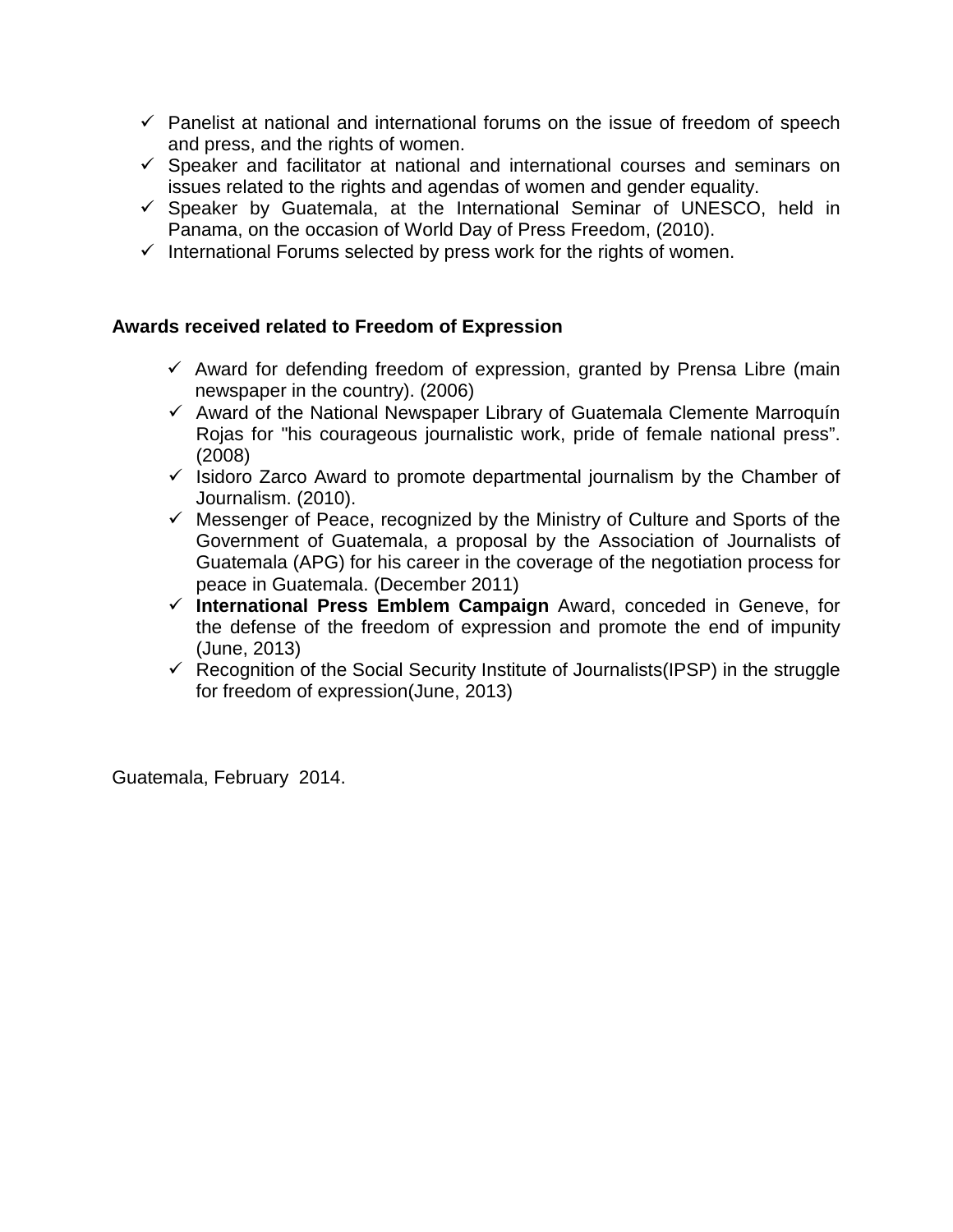- ✓ Panelist at national and international forums on the issue of freedom of speech and press, and the rights of women.
- ✓ Speaker and facilitator at national and international courses and seminars on issues related to the rights and agendas of women and gender equality.
- ✓ Speaker by Guatemala, at the International Seminar of UNESCO, held in Panama, on the occasion of World Day of Press Freedom, (2010).
- ✓ International Forums selected by press work for the rights of women.

**Awards received related to Freedom of Expression**

- ✓ Award for defending freedom of expression, granted by Prensa Libre (main newspaper in the country). (2006)
- ✓ Award of the National Newspaper Library of Guatemala Clemente Marroquín Rojas for "his courageous journalistic work, pride of female national press". (2008)
- ✓ Isidoro Zarco Award to promote departmental journalism by the Chamber of Journalism. (2010).
- ✓ Messenger of Peace, recognized by the Ministry of Culture and Sports of the Government of Guatemala, a proposal by the Association of Journalists of Guatemala (APG) for his career in the coverage of the negotiation process for peace in Guatemala. (December 2011)
- ✓ **International Press Emblem Campaign** Award, conceded in Geneve, for the defense of the freedom of expression and promote the end of impunity (June, 2013)
- ✓ Recognition of the Social Security Institute of Journalists(IPSP) in the struggle for freedom of expression(June, 2013)

Guatemala, February 2014.